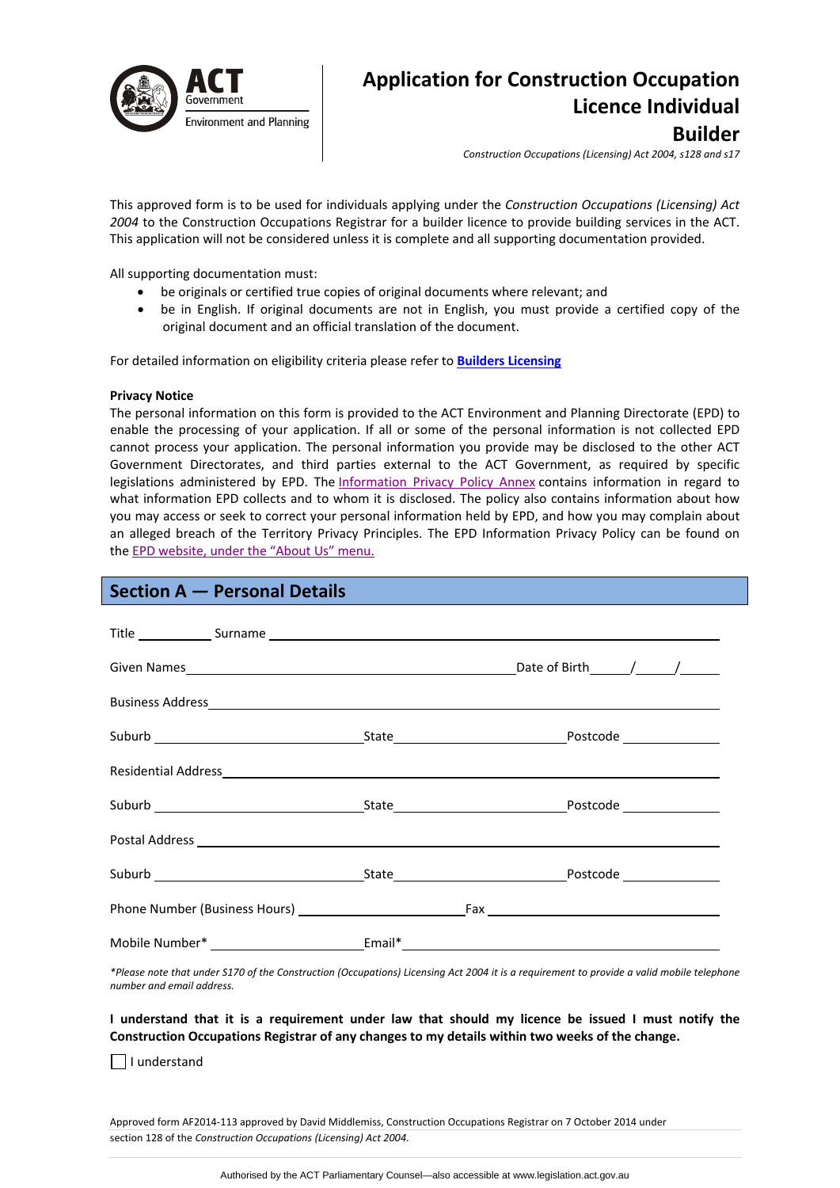ACT Government
Environment and Planning

# Application for Construction Occupation Licence Individual Builder

*Construction Occupations (Licensing) Act 2004, s128 and s17*

This approved form is to be used for individuals applying under the *Construction Occupations (Licensing) Act 2004* to the Construction Occupations Registrar for a builder licence to provide building services in the ACT. This application will not be considered unless it is complete and all supporting documentation provided.

All supporting documentation must:

- be originals or certified true copies of original documents where relevant; and
- be in English. If original documents are not in English, you must provide a certified copy of the original document and an official translation of the document.

For detailed information on eligibility criteria please refer to **Builders Licensing**

**Privacy Notice**

The personal information on this form is provided to the ACT Environment and Planning Directorate (EPD) to enable the processing of your application. If all or some of the personal information is not collected EPD cannot process your application. The personal information you provide may be disclosed to the other ACT Government Directorates, and third parties external to the ACT Government, as required by specific legislations administered by EPD. The Information Privacy Policy Annex contains information in regard to what information EPD collects and to whom it is disclosed. The policy also contains information about how you may access or seek to correct your personal information held by EPD, and how you may complain about an alleged breach of the Territory Privacy Principles. The EPD Information Privacy Policy can be found on the EPD website, under the "About Us" menu.

## Section A — Personal Details

Title __________ Surname ______________________________________________

Given Names ______________________________________ Date of Birth _____/_____/_____

Business Address ______________________________________________

Suburb ____________________ State ____________________ Postcode ____________

Residential Address ______________________________________________

Suburb ____________________ State ____________________ Postcode ____________

Postal Address ______________________________________________

Suburb ____________________ State ____________________ Postcode ____________

Phone Number (Business Hours) ____________________ Fax ____________________

Mobile Number* ____________________ Email* ____________________

*\*Please note that under S170 of the Construction (Occupations) Licensing Act 2004 it is a requirement to provide a valid mobile telephone number and email address.*

**I understand that it is a requirement under law that should my licence be issued I must notify the Construction Occupations Registrar of any changes to my details within two weeks of the change.**

☐ I understand

Approved form AF2014-113 approved by David Middlemiss, Construction Occupations Registrar on 7 October 2014 under section 128 of the *Construction Occupations (Licensing) Act 2004*.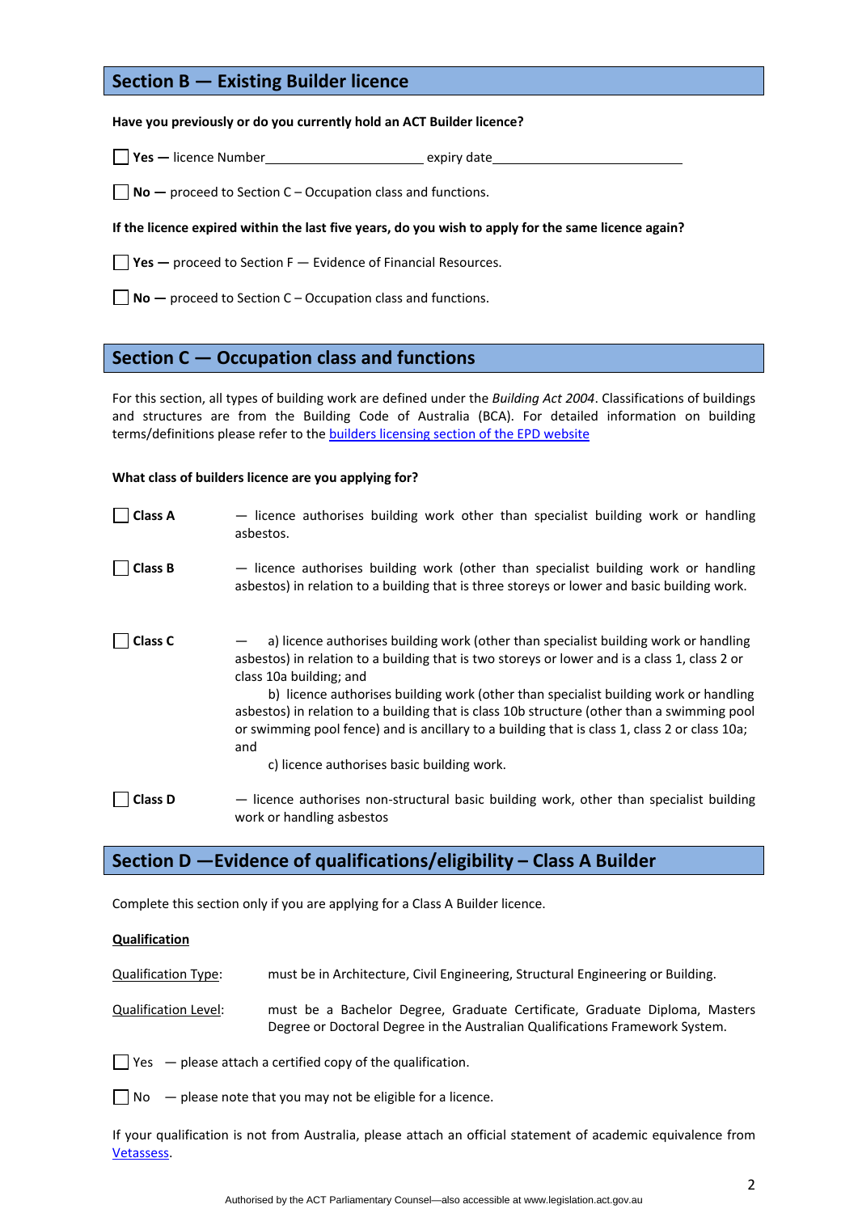## Section B — Existing Builder licence

**Have you previously or do you currently hold an ACT Builder licence?**

☐ **Yes —** licence Number______________________ expiry date__________________________

☐ **No —** proceed to Section C – Occupation class and functions.

**If the licence expired within the last five years, do you wish to apply for the same licence again?**

☐ **Yes —** proceed to Section F — Evidence of Financial Resources.

☐ **No —** proceed to Section C – Occupation class and functions.

## Section C — Occupation class and functions

For this section, all types of building work are defined under the *Building Act 2004*. Classifications of buildings and structures are from the Building Code of Australia (BCA). For detailed information on building terms/definitions please refer to the builders licensing section of the EPD website

**What class of builders licence are you applying for?**

☐ **Class A** — licence authorises building work other than specialist building work or handling asbestos.

☐ **Class B** — licence authorises building work (other than specialist building work or handling asbestos) in relation to a building that is three storeys or lower and basic building work.

☐ **Class C** —
a) licence authorises building work (other than specialist building work or handling asbestos) in relation to a building that is two storeys or lower and is a class 1, class 2 or class 10a building; and
b) licence authorises building work (other than specialist building work or handling asbestos) in relation to a building that is class 10b structure (other than a swimming pool or swimming pool fence) and is ancillary to a building that is class 1, class 2 or class 10a; and
c) licence authorises basic building work.

☐ **Class D** — licence authorises non-structural basic building work, other than specialist building work or handling asbestos

## Section D —Evidence of qualifications/eligibility – Class A Builder

Complete this section only if you are applying for a Class A Builder licence.

**Qualification**

Qualification Type: must be in Architecture, Civil Engineering, Structural Engineering or Building.

Qualification Level: must be a Bachelor Degree, Graduate Certificate, Graduate Diploma, Masters Degree or Doctoral Degree in the Australian Qualifications Framework System.

☐ Yes — please attach a certified copy of the qualification.

☐ No — please note that you may not be eligible for a licence.

If your qualification is not from Australia, please attach an official statement of academic equivalence from Vetassess.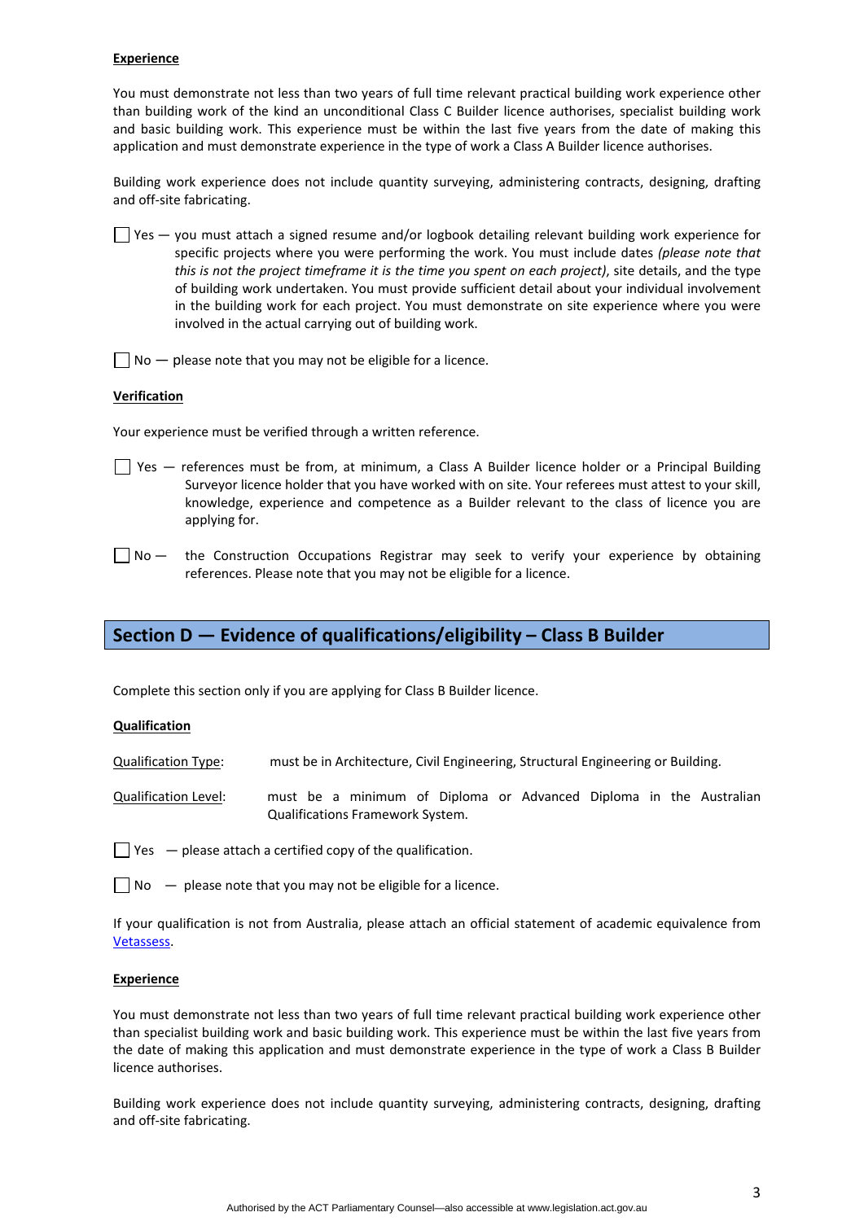**Experience**

You must demonstrate not less than two years of full time relevant practical building work experience other than building work of the kind an unconditional Class C Builder licence authorises, specialist building work and basic building work. This experience must be within the last five years from the date of making this application and must demonstrate experience in the type of work a Class A Builder licence authorises.

Building work experience does not include quantity surveying, administering contracts, designing, drafting and off-site fabricating.

☐ Yes — you must attach a signed resume and/or logbook detailing relevant building work experience for specific projects where you were performing the work. You must include dates *(please note that this is not the project timeframe it is the time you spent on each project)*, site details, and the type of building work undertaken. You must provide sufficient detail about your individual involvement in the building work for each project. You must demonstrate on site experience where you were involved in the actual carrying out of building work.

☐ No — please note that you may not be eligible for a licence.

**Verification**

Your experience must be verified through a written reference.

☐ Yes — references must be from, at minimum, a Class A Builder licence holder or a Principal Building Surveyor licence holder that you have worked with on site. Your referees must attest to your skill, knowledge, experience and competence as a Builder relevant to the class of licence you are applying for.

☐ No — the Construction Occupations Registrar may seek to verify your experience by obtaining references. Please note that you may not be eligible for a licence.

## Section D — Evidence of qualifications/eligibility – Class B Builder

Complete this section only if you are applying for Class B Builder licence.

**Qualification**

Qualification Type: must be in Architecture, Civil Engineering, Structural Engineering or Building.

Qualification Level: must be a minimum of Diploma or Advanced Diploma in the Australian Qualifications Framework System.

☐ Yes — please attach a certified copy of the qualification.

☐ No — please note that you may not be eligible for a licence.

If your qualification is not from Australia, please attach an official statement of academic equivalence from Vetassess.

**Experience**

You must demonstrate not less than two years of full time relevant practical building work experience other than specialist building work and basic building work. This experience must be within the last five years from the date of making this application and must demonstrate experience in the type of work a Class B Builder licence authorises.

Building work experience does not include quantity surveying, administering contracts, designing, drafting and off-site fabricating.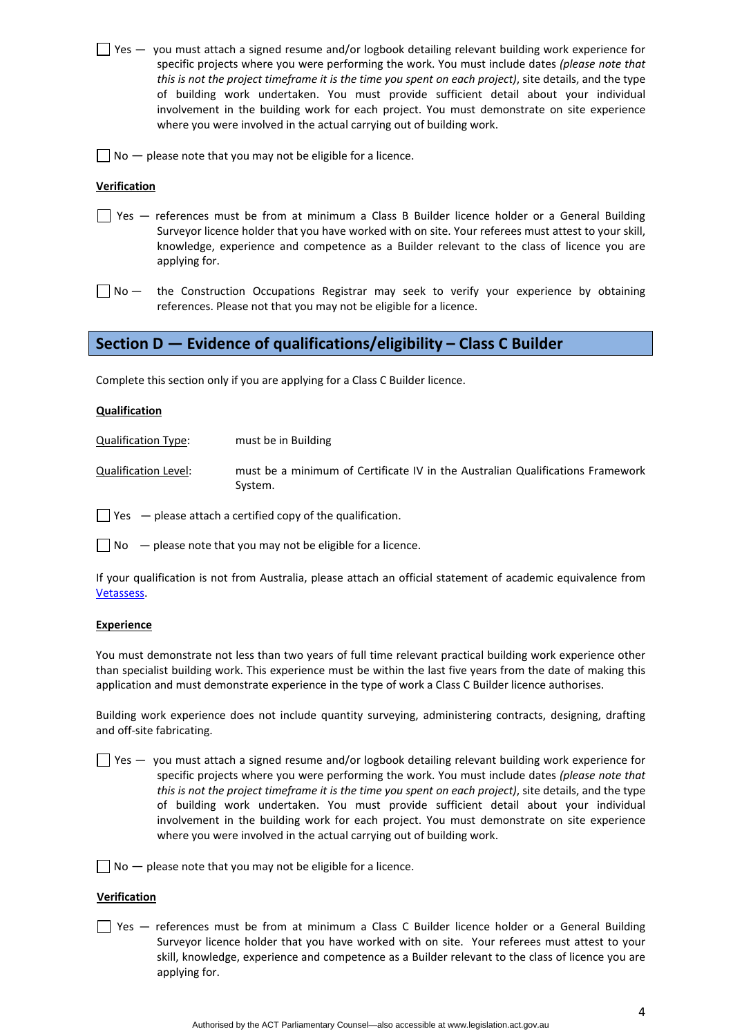☐ Yes — you must attach a signed resume and/or logbook detailing relevant building work experience for specific projects where you were performing the work. You must include dates *(please note that this is not the project timeframe it is the time you spent on each project)*, site details, and the type of building work undertaken. You must provide sufficient detail about your individual involvement in the building work for each project. You must demonstrate on site experience where you were involved in the actual carrying out of building work.

☐ No — please note that you may not be eligible for a licence.

**Verification**

☐ Yes — references must be from at minimum a Class B Builder licence holder or a General Building Surveyor licence holder that you have worked with on site. Your referees must attest to your skill, knowledge, experience and competence as a Builder relevant to the class of licence you are applying for.

☐ No — the Construction Occupations Registrar may seek to verify your experience by obtaining references. Please not that you may not be eligible for a licence.

## Section D — Evidence of qualifications/eligibility – Class C Builder

Complete this section only if you are applying for a Class C Builder licence.

**Qualification**

Qualification Type: must be in Building

Qualification Level: must be a minimum of Certificate IV in the Australian Qualifications Framework System.

☐ Yes — please attach a certified copy of the qualification.

☐ No — please note that you may not be eligible for a licence.

If your qualification is not from Australia, please attach an official statement of academic equivalence from Vetassess.

**Experience**

You must demonstrate not less than two years of full time relevant practical building work experience other than specialist building work. This experience must be within the last five years from the date of making this application and must demonstrate experience in the type of work a Class C Builder licence authorises.

Building work experience does not include quantity surveying, administering contracts, designing, drafting and off-site fabricating.

☐ Yes — you must attach a signed resume and/or logbook detailing relevant building work experience for specific projects where you were performing the work. You must include dates *(please note that this is not the project timeframe it is the time you spent on each project)*, site details, and the type of building work undertaken. You must provide sufficient detail about your individual involvement in the building work for each project. You must demonstrate on site experience where you were involved in the actual carrying out of building work.

☐ No — please note that you may not be eligible for a licence.

**Verification**

☐ Yes — references must be from at minimum a Class C Builder licence holder or a General Building Surveyor licence holder that you have worked with on site. Your referees must attest to your skill, knowledge, experience and competence as a Builder relevant to the class of licence you are applying for.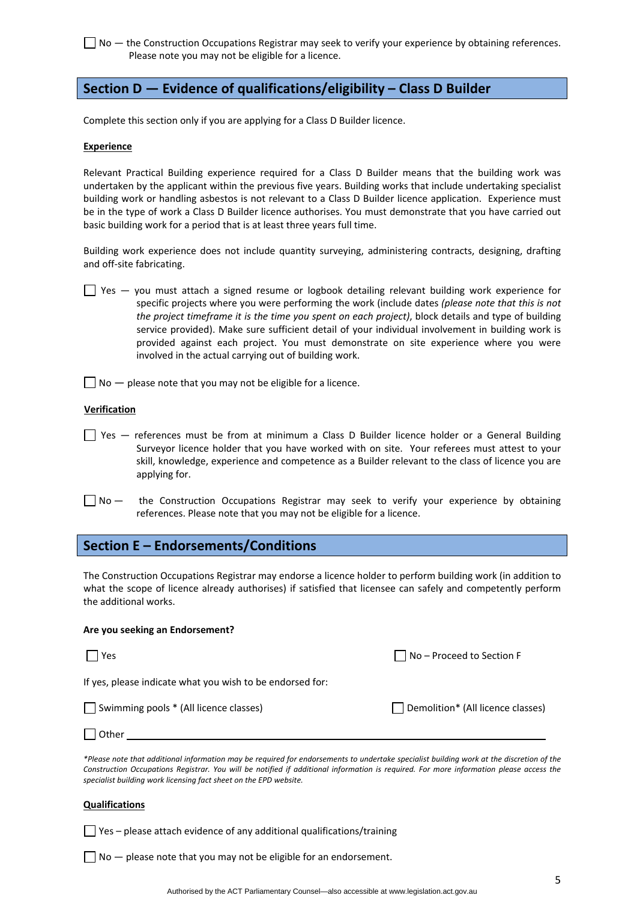☐ No — the Construction Occupations Registrar may seek to verify your experience by obtaining references. Please note you may not be eligible for a licence.

## Section D — Evidence of qualifications/eligibility – Class D Builder

Complete this section only if you are applying for a Class D Builder licence.

**Experience**

Relevant Practical Building experience required for a Class D Builder means that the building work was undertaken by the applicant within the previous five years. Building works that include undertaking specialist building work or handling asbestos is not relevant to a Class D Builder licence application. Experience must be in the type of work a Class D Builder licence authorises. You must demonstrate that you have carried out basic building work for a period that is at least three years full time.

Building work experience does not include quantity surveying, administering contracts, designing, drafting and off-site fabricating.

☐ Yes — you must attach a signed resume or logbook detailing relevant building work experience for specific projects where you were performing the work (include dates *(please note that this is not the project timeframe it is the time you spent on each project)*, block details and type of building service provided). Make sure sufficient detail of your individual involvement in building work is provided against each project. You must demonstrate on site experience where you were involved in the actual carrying out of building work.

☐ No — please note that you may not be eligible for a licence.

**Verification**

☐ Yes — references must be from at minimum a Class D Builder licence holder or a General Building Surveyor licence holder that you have worked with on site. Your referees must attest to your skill, knowledge, experience and competence as a Builder relevant to the class of licence you are applying for.

☐ No — the Construction Occupations Registrar may seek to verify your experience by obtaining references. Please note that you may not be eligible for a licence.

## Section E – Endorsements/Conditions

The Construction Occupations Registrar may endorse a licence holder to perform building work (in addition to what the scope of licence already authorises) if satisfied that licensee can safely and competently perform the additional works.

**Are you seeking an Endorsement?**

☐ Yes ☐ No – Proceed to Section F

If yes, please indicate what you wish to be endorsed for:

☐ Swimming pools * (All licence classes) ☐ Demolition* (All licence classes)

☐ Other ______________________________

*\*Please note that additional information may be required for endorsements to undertake specialist building work at the discretion of the Construction Occupations Registrar. You will be notified if additional information is required. For more information please access the specialist building work licensing fact sheet on the EPD website.*

**Qualifications**

☐ Yes – please attach evidence of any additional qualifications/training

☐ No — please note that you may not be eligible for an endorsement.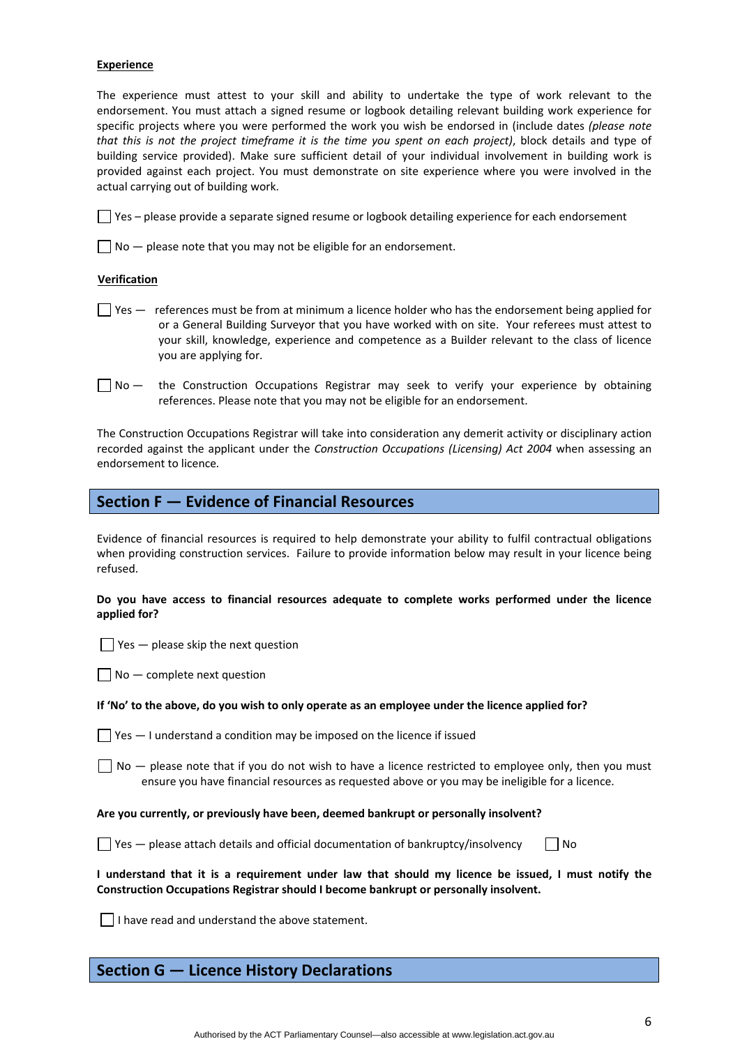**Experience**

The experience must attest to your skill and ability to undertake the type of work relevant to the endorsement. You must attach a signed resume or logbook detailing relevant building work experience for specific projects where you were performed the work you wish be endorsed in (include dates *(please note that this is not the project timeframe it is the time you spent on each project)*, block details and type of building service provided). Make sure sufficient detail of your individual involvement in building work is provided against each project. You must demonstrate on site experience where you were involved in the actual carrying out of building work.

☐ Yes – please provide a separate signed resume or logbook detailing experience for each endorsement

☐ No — please note that you may not be eligible for an endorsement.

**Verification**

☐ Yes — references must be from at minimum a licence holder who has the endorsement being applied for or a General Building Surveyor that you have worked with on site. Your referees must attest to your skill, knowledge, experience and competence as a Builder relevant to the class of licence you are applying for.

☐ No — the Construction Occupations Registrar may seek to verify your experience by obtaining references. Please note that you may not be eligible for an endorsement.

The Construction Occupations Registrar will take into consideration any demerit activity or disciplinary action recorded against the applicant under the *Construction Occupations (Licensing) Act 2004* when assessing an endorsement to licence.

## Section F — Evidence of Financial Resources

Evidence of financial resources is required to help demonstrate your ability to fulfil contractual obligations when providing construction services. Failure to provide information below may result in your licence being refused.

**Do you have access to financial resources adequate to complete works performed under the licence applied for?**

☐ Yes — please skip the next question

☐ No — complete next question

**If 'No' to the above, do you wish to only operate as an employee under the licence applied for?**

☐ Yes — I understand a condition may be imposed on the licence if issued

☐ No — please note that if you do not wish to have a licence restricted to employee only, then you must ensure you have financial resources as requested above or you may be ineligible for a licence.

**Are you currently, or previously have been, deemed bankrupt or personally insolvent?**

☐ Yes — please attach details and official documentation of bankruptcy/insolvency ☐ No

**I understand that it is a requirement under law that should my licence be issued, I must notify the Construction Occupations Registrar should I become bankrupt or personally insolvent.**

☐ I have read and understand the above statement.

## Section G — Licence History Declarations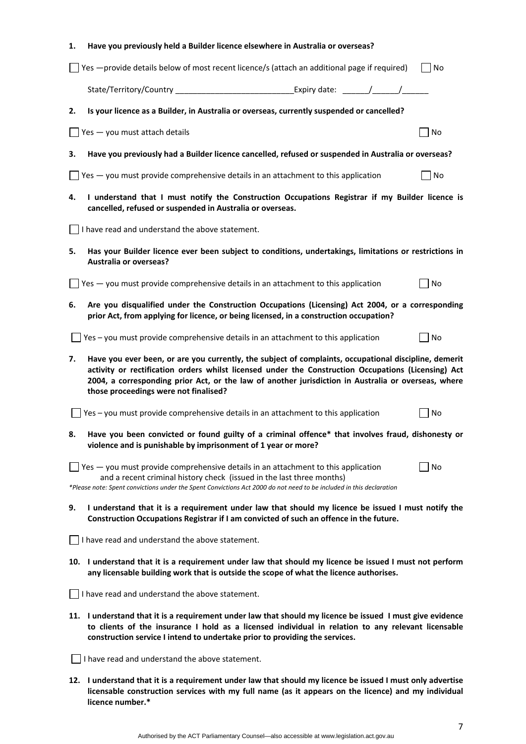**1. Have you previously held a Builder licence elsewhere in Australia or overseas?**

☐ Yes —provide details below of most recent licence/s (attach an additional page if required) ☐ No

State/Territory/Country ___________________________ Expiry date: ______/______/______

**2. Is your licence as a Builder, in Australia or overseas, currently suspended or cancelled?**

☐ Yes — you must attach details ☐ No

**3. Have you previously had a Builder licence cancelled, refused or suspended in Australia or overseas?**

☐ Yes — you must provide comprehensive details in an attachment to this application ☐ No

**4. I understand that I must notify the Construction Occupations Registrar if my Builder licence is cancelled, refused or suspended in Australia or overseas.**

☐ I have read and understand the above statement.

**5. Has your Builder licence ever been subject to conditions, undertakings, limitations or restrictions in Australia or overseas?**

☐ Yes — you must provide comprehensive details in an attachment to this application ☐ No

**6. Are you disqualified under the Construction Occupations (Licensing) Act 2004, or a corresponding prior Act, from applying for licence, or being licensed, in a construction occupation?**

☐ Yes – you must provide comprehensive details in an attachment to this application ☐ No

**7. Have you ever been, or are you currently, the subject of complaints, occupational discipline, demerit activity or rectification orders whilst licensed under the Construction Occupations (Licensing) Act 2004, a corresponding prior Act, or the law of another jurisdiction in Australia or overseas, where those proceedings were not finalised?**

☐ Yes – you must provide comprehensive details in an attachment to this application ☐ No

**8. Have you been convicted or found guilty of a criminal offence* that involves fraud, dishonesty or violence and is punishable by imprisonment of 1 year or more?**

☐ Yes — you must provide comprehensive details in an attachment to this application and a recent criminal history check (issued in the last three months) ☐ No

*\*Please note: Spent convictions under the Spent Convictions Act 2000 do not need to be included in this declaration*

**9. I understand that it is a requirement under law that should my licence be issued I must notify the Construction Occupations Registrar if I am convicted of such an offence in the future.**

☐ I have read and understand the above statement.

**10. I understand that it is a requirement under law that should my licence be issued I must not perform any licensable building work that is outside the scope of what the licence authorises.**

☐ I have read and understand the above statement.

**11. I understand that it is a requirement under law that should my licence be issued I must give evidence to clients of the insurance I hold as a licensed individual in relation to any relevant licensable construction service I intend to undertake prior to providing the services.**

☐ I have read and understand the above statement.

**12. I understand that it is a requirement under law that should my licence be issued I must only advertise licensable construction services with my full name (as it appears on the licence) and my individual licence number.***

Authorised by the ACT Parliamentary Counsel—also accessible at www.legislation.act.gov.au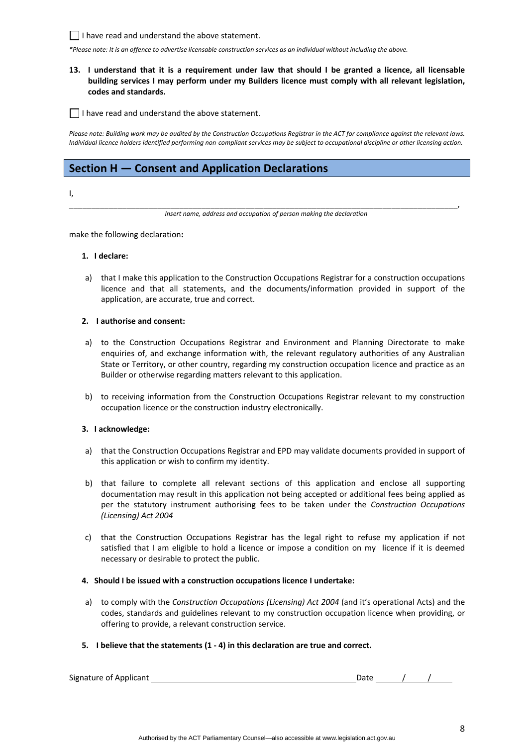☐ I have read and understand the above statement.

*\*Please note: It is an offence to advertise licensable construction services as an individual without including the above.*

**13. I understand that it is a requirement under law that should I be granted a licence, all licensable building services I may perform under my Builders licence must comply with all relevant legislation, codes and standards.**

☐ I have read and understand the above statement.

*Please note: Building work may be audited by the Construction Occupations Registrar in the ACT for compliance against the relevant laws. Individual licence holders identified performing non-compliant services may be subject to occupational discipline or other licensing action.*

## Section H — Consent and Application Declarations

I, ______________________________________________________________________________,

*Insert name, address and occupation of person making the declaration*

make the following declaration**:**

**1. I declare:**

a) that I make this application to the Construction Occupations Registrar for a construction occupations licence and that all statements, and the documents/information provided in support of the application, are accurate, true and correct.

**2. I authorise and consent:**

a) to the Construction Occupations Registrar and Environment and Planning Directorate to make enquiries of, and exchange information with, the relevant regulatory authorities of any Australian State or Territory, or other country, regarding my construction occupation licence and practice as an Builder or otherwise regarding matters relevant to this application.

b) to receiving information from the Construction Occupations Registrar relevant to my construction occupation licence or the construction industry electronically.

**3. I acknowledge:**

a) that the Construction Occupations Registrar and EPD may validate documents provided in support of this application or wish to confirm my identity.

b) that failure to complete all relevant sections of this application and enclose all supporting documentation may result in this application not being accepted or additional fees being applied as per the statutory instrument authorising fees to be taken under the *Construction Occupations (Licensing) Act 2004*

c) that the Construction Occupations Registrar has the legal right to refuse my application if not satisfied that I am eligible to hold a licence or impose a condition on my licence if it is deemed necessary or desirable to protect the public.

**4. Should I be issued with a construction occupations licence I undertake:**

a) to comply with the *Construction Occupations (Licensing) Act 2004* (and it's operational Acts) and the codes, standards and guidelines relevant to my construction occupation licence when providing, or offering to provide, a relevant construction service.

**5. I believe that the statements (1 - 4) in this declaration are true and correct.**

Signature of Applicant ____________________________________________ Date ______/______/______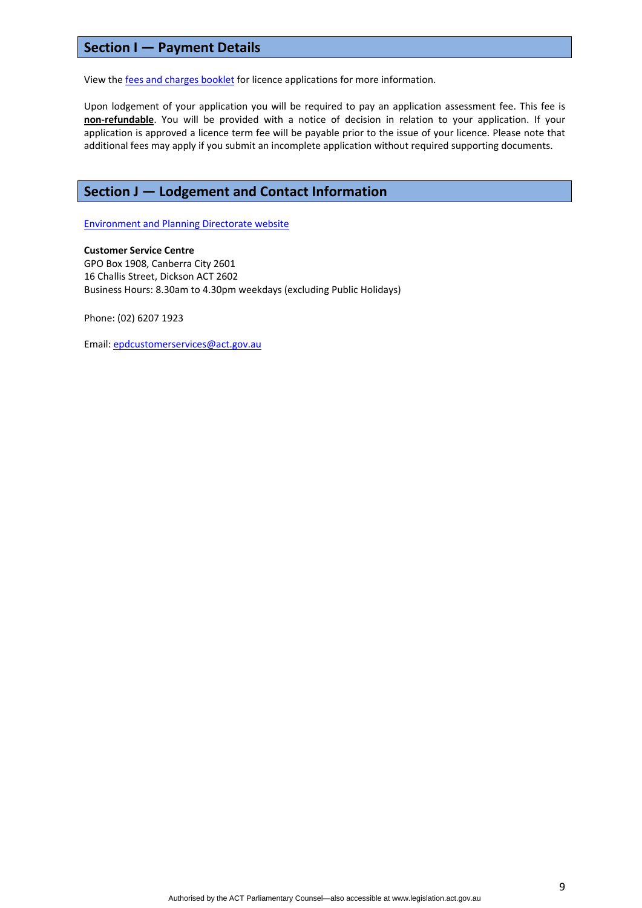## Section I — Payment Details

View the fees and charges booklet for licence applications for more information.

Upon lodgement of your application you will be required to pay an application assessment fee. This fee is **non-refundable**. You will be provided with a notice of decision in relation to your application. If your application is approved a licence term fee will be payable prior to the issue of your licence. Please note that additional fees may apply if you submit an incomplete application without required supporting documents.

## Section J — Lodgement and Contact Information

Environment and Planning Directorate website

**Customer Service Centre**
GPO Box 1908, Canberra City 2601
16 Challis Street, Dickson ACT 2602
Business Hours: 8.30am to 4.30pm weekdays (excluding Public Holidays)

Phone: (02) 6207 1923

Email: epdcustomerservices@act.gov.au